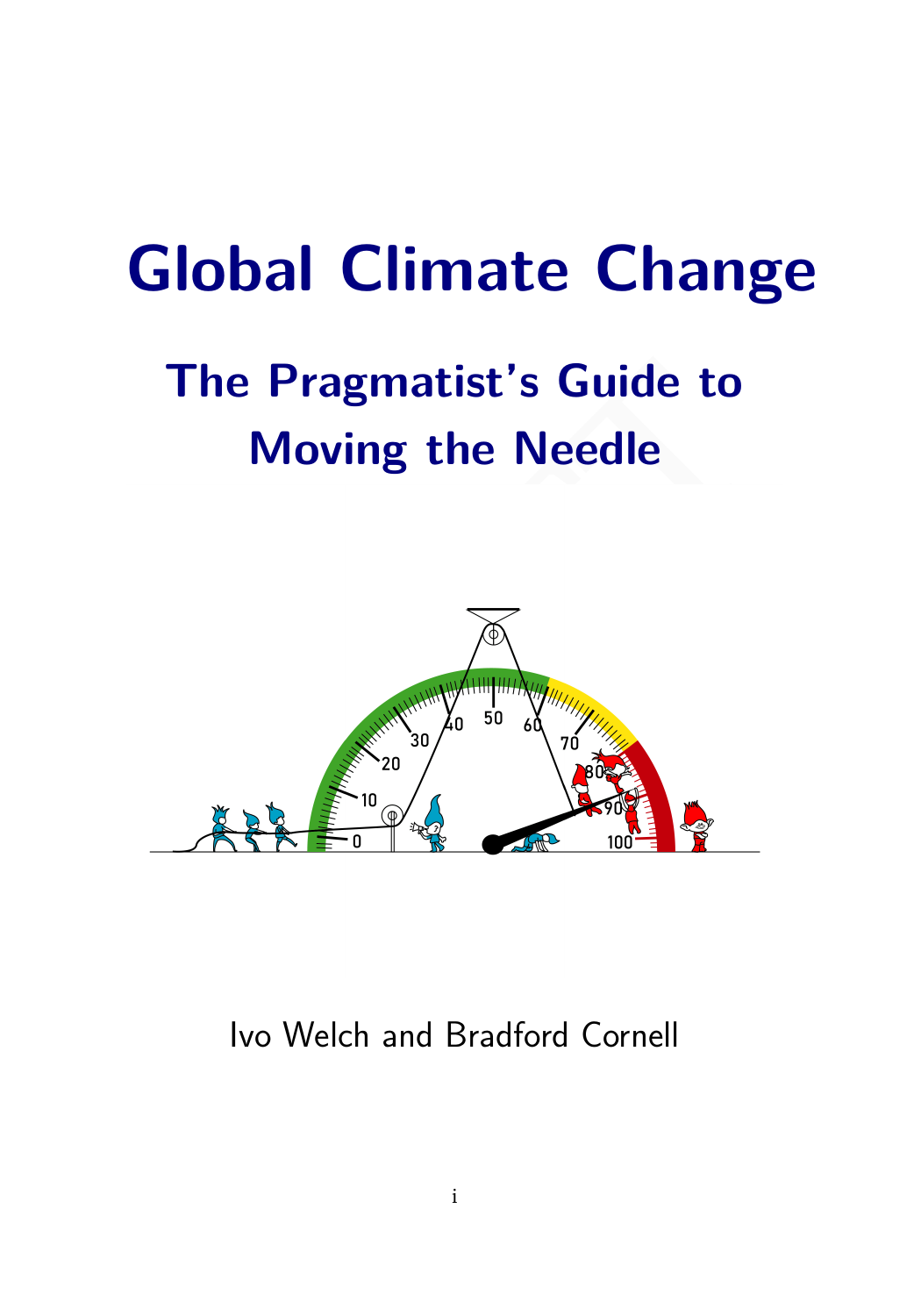# Global Climate Change

## The Pragmatist's Guide to Moving the Needle

Ivo Welch and Bradford Cornell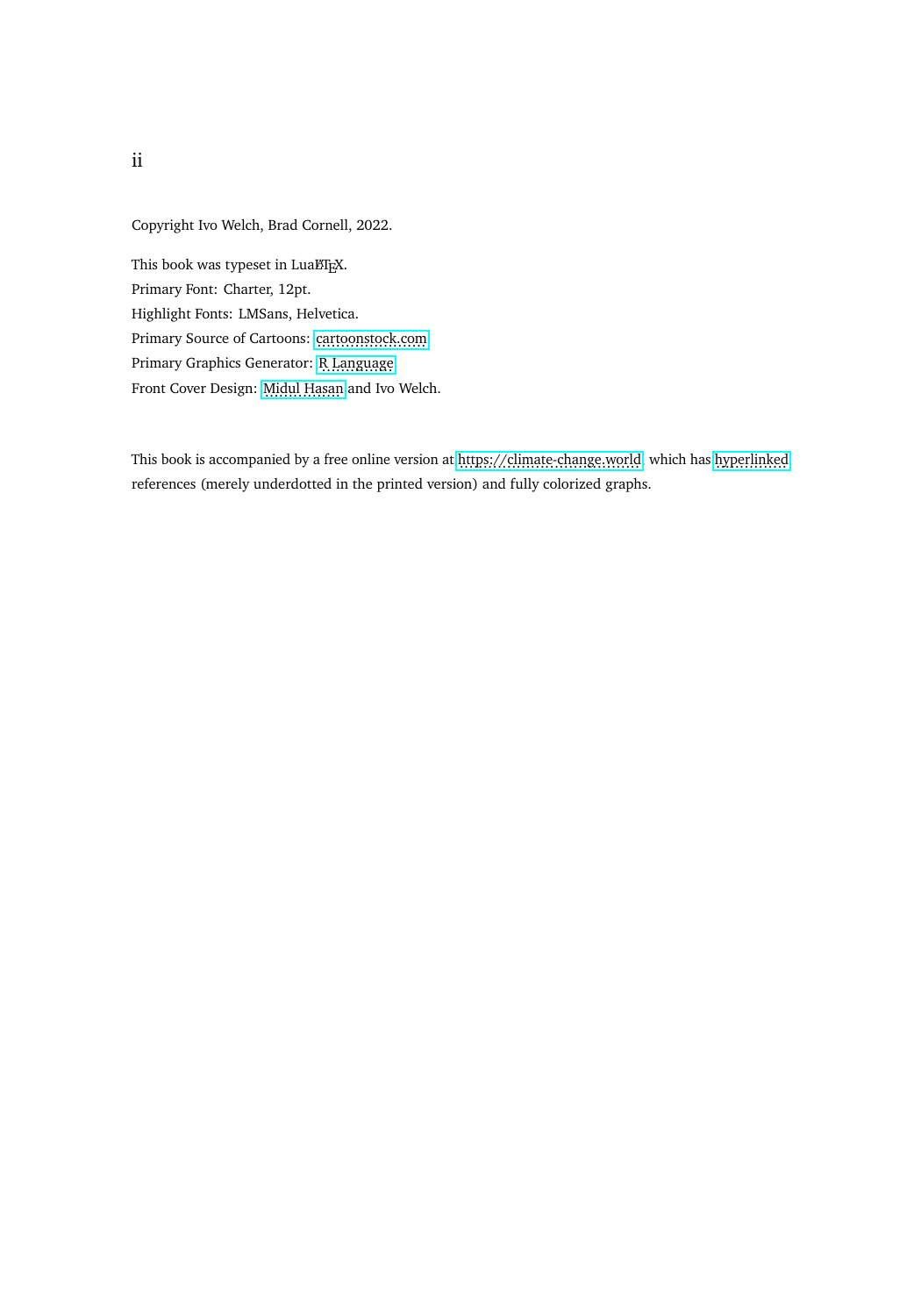Copyright Ivo Welch, Brad Cornell, 2022.

This book was typeset in LuaLaTeX.
Primary Font: Charter, 12pt.
Highlight Fonts: LMSans, Helvetica.
Primary Source of Cartoons: cartoonstock.com
Primary Graphics Generator: R Language
Front Cover Design: Midul Hasan and Ivo Welch.

This book is accompanied by a free online version at https://climate-change.world which has hyperlinked references (merely underdotted in the printed version) and fully colorized graphs.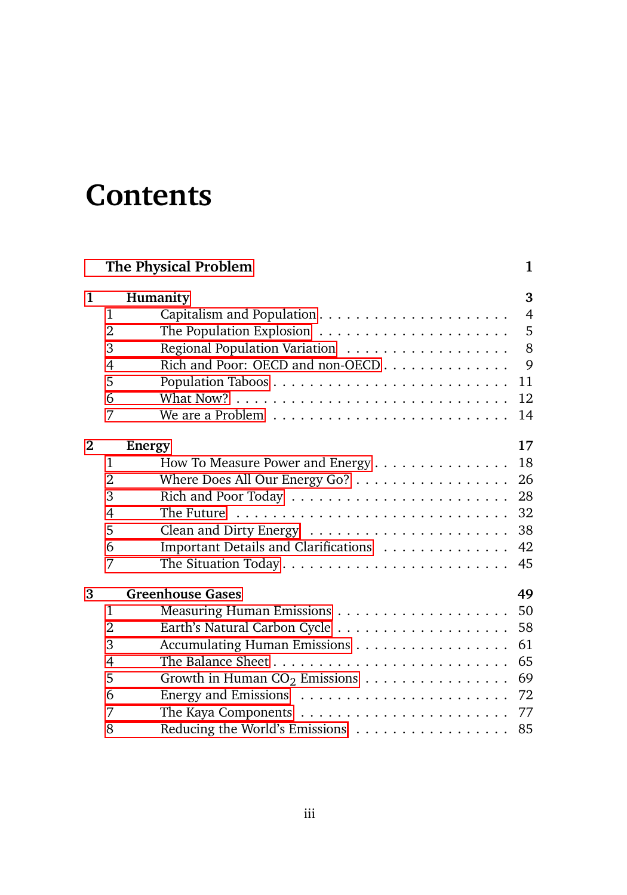# Contents

**The Physical Problem** **1**

**1 Humanity** **3**

- 1 Capitalism and Population . . . . . . . . . . . . . . . . . . . . 4
- 2 The Population Explosion . . . . . . . . . . . . . . . . . . . . 5
- 3 Regional Population Variation . . . . . . . . . . . . . . . . . . 8
- 4 Rich and Poor: OECD and non-OECD . . . . . . . . . . . . . 9
- 5 Population Taboos . . . . . . . . . . . . . . . . . . . . . . . 11
- 6 What Now? . . . . . . . . . . . . . . . . . . . . . . . . . . . 12
- 7 We are a Problem . . . . . . . . . . . . . . . . . . . . . . . 14

**2 Energy** **17**

- 1 How To Measure Power and Energy . . . . . . . . . . . . . . . 18
- 2 Where Does All Our Energy Go? . . . . . . . . . . . . . . . . 26
- 3 Rich and Poor Today . . . . . . . . . . . . . . . . . . . . . . 28
- 4 The Future . . . . . . . . . . . . . . . . . . . . . . . . . . . 32
- 5 Clean and Dirty Energy . . . . . . . . . . . . . . . . . . . . . 38
- 6 Important Details and Clarifications . . . . . . . . . . . . . . 42
- 7 The Situation Today . . . . . . . . . . . . . . . . . . . . . . 45

**3 Greenhouse Gases** **49**

- 1 Measuring Human Emissions . . . . . . . . . . . . . . . . . . 50
- 2 Earth's Natural Carbon Cycle . . . . . . . . . . . . . . . . . . 58
- 3 Accumulating Human Emissions . . . . . . . . . . . . . . . . 61
- 4 The Balance Sheet . . . . . . . . . . . . . . . . . . . . . . . 65
- 5 Growth in Human $CO_2$ Emissions . . . . . . . . . . . . . . . 69
- 6 Energy and Emissions . . . . . . . . . . . . . . . . . . . . . 72
- 7 The Kaya Components . . . . . . . . . . . . . . . . . . . . . 77
- 8 Reducing the World's Emissions . . . . . . . . . . . . . . . . 85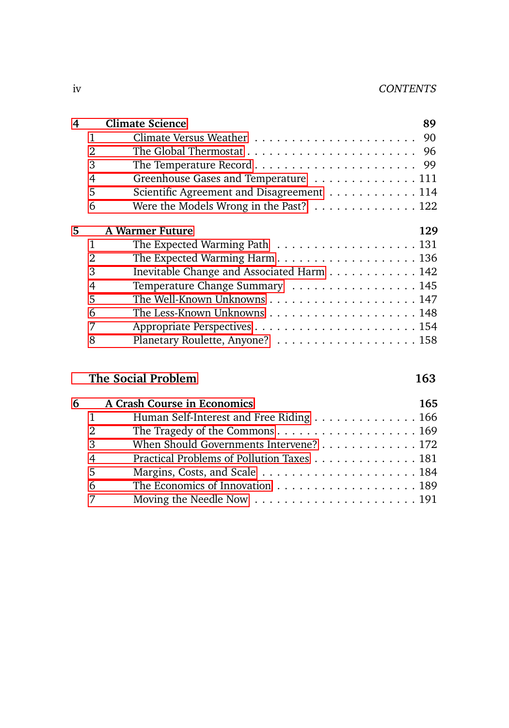**4 Climate Science** **89**

- 1 Climate Versus Weather . . . . . . . . . . . . . . . . . . . . . . 90
- 2 The Global Thermostat . . . . . . . . . . . . . . . . . . . . . . 96
- 3 The Temperature Record . . . . . . . . . . . . . . . . . . . . . 99
- 4 Greenhouse Gases and Temperature . . . . . . . . . . . . . . 111
- 5 Scientific Agreement and Disagreement . . . . . . . . . . . . 114
- 6 Were the Models Wrong in the Past? . . . . . . . . . . . . . . 122

**5 A Warmer Future** **129**

- 1 The Expected Warming Path . . . . . . . . . . . . . . . . . . 131
- 2 The Expected Warming Harm . . . . . . . . . . . . . . . . . . 136
- 3 Inevitable Change and Associated Harm . . . . . . . . . . . . 142
- 4 Temperature Change Summary . . . . . . . . . . . . . . . . . 145
- 5 The Well-Known Unknowns . . . . . . . . . . . . . . . . . . . 147
- 6 The Less-Known Unknowns . . . . . . . . . . . . . . . . . . . 148
- 7 Appropriate Perspectives . . . . . . . . . . . . . . . . . . . . 154
- 8 Planetary Roulette, Anyone? . . . . . . . . . . . . . . . . . . 158

**The Social Problem** **163**

**6 A Crash Course in Economics** **165**

- 1 Human Self-Interest and Free Riding . . . . . . . . . . . . . . 166
- 2 The Tragedy of the Commons . . . . . . . . . . . . . . . . . . 169
- 3 When Should Governments Intervene? . . . . . . . . . . . . . 172
- 4 Practical Problems of Pollution Taxes . . . . . . . . . . . . . . 181
- 5 Margins, Costs, and Scale . . . . . . . . . . . . . . . . . . . . 184
- 6 The Economics of Innovation . . . . . . . . . . . . . . . . . . 189
- 7 Moving the Needle Now . . . . . . . . . . . . . . . . . . . . . 191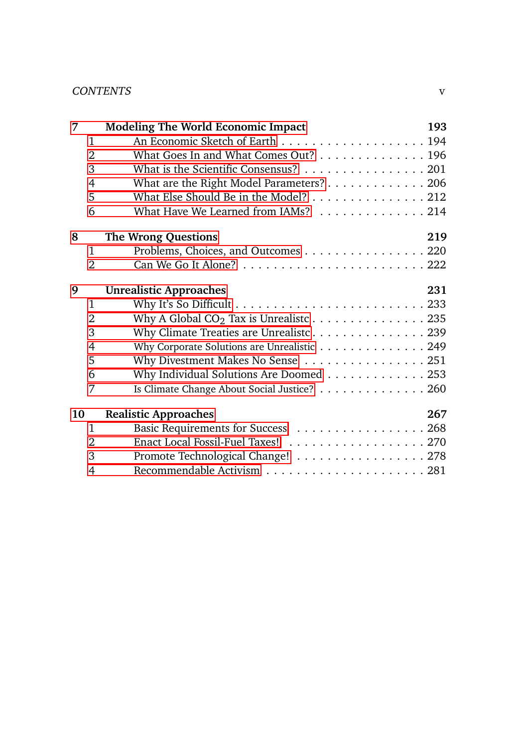| | | |
|---|---|---|
| **7** | **Modeling The World Economic Impact** | **193** |
| 1 | An Economic Sketch of Earth | 194 |
| 2 | What Goes In and What Comes Out? | 196 |
| 3 | What is the Scientific Consensus? | 201 |
| 4 | What are the Right Model Parameters? | 206 |
| 5 | What Else Should Be in the Model? | 212 |
| 6 | What Have We Learned from IAMs? | 214 |
| **8** | **The Wrong Questions** | **219** |
| 1 | Problems, Choices, and Outcomes | 220 |
| 2 | Can We Go It Alone? | 222 |
| **9** | **Unrealistic Approaches** | **231** |
| 1 | Why It's So Difficult | 233 |
| 2 | Why A Global $CO_2$ Tax is Unrealistc | 235 |
| 3 | Why Climate Treaties are Unrealistc | 239 |
| 4 | Why Corporate Solutions are Unrealistic | 249 |
| 5 | Why Divestment Makes No Sense | 251 |
| 6 | Why Individual Solutions Are Doomed | 253 |
| 7 | Is Climate Change About Social Justice? | 260 |
| **10** | **Realistic Approaches** | **267** |
| 1 | Basic Requirements for Success | 268 |
| 2 | Enact Local Fossil-Fuel Taxes! | 270 |
| 3 | Promote Technological Change! | 278 |
| 4 | Recommendable Activism | 281 |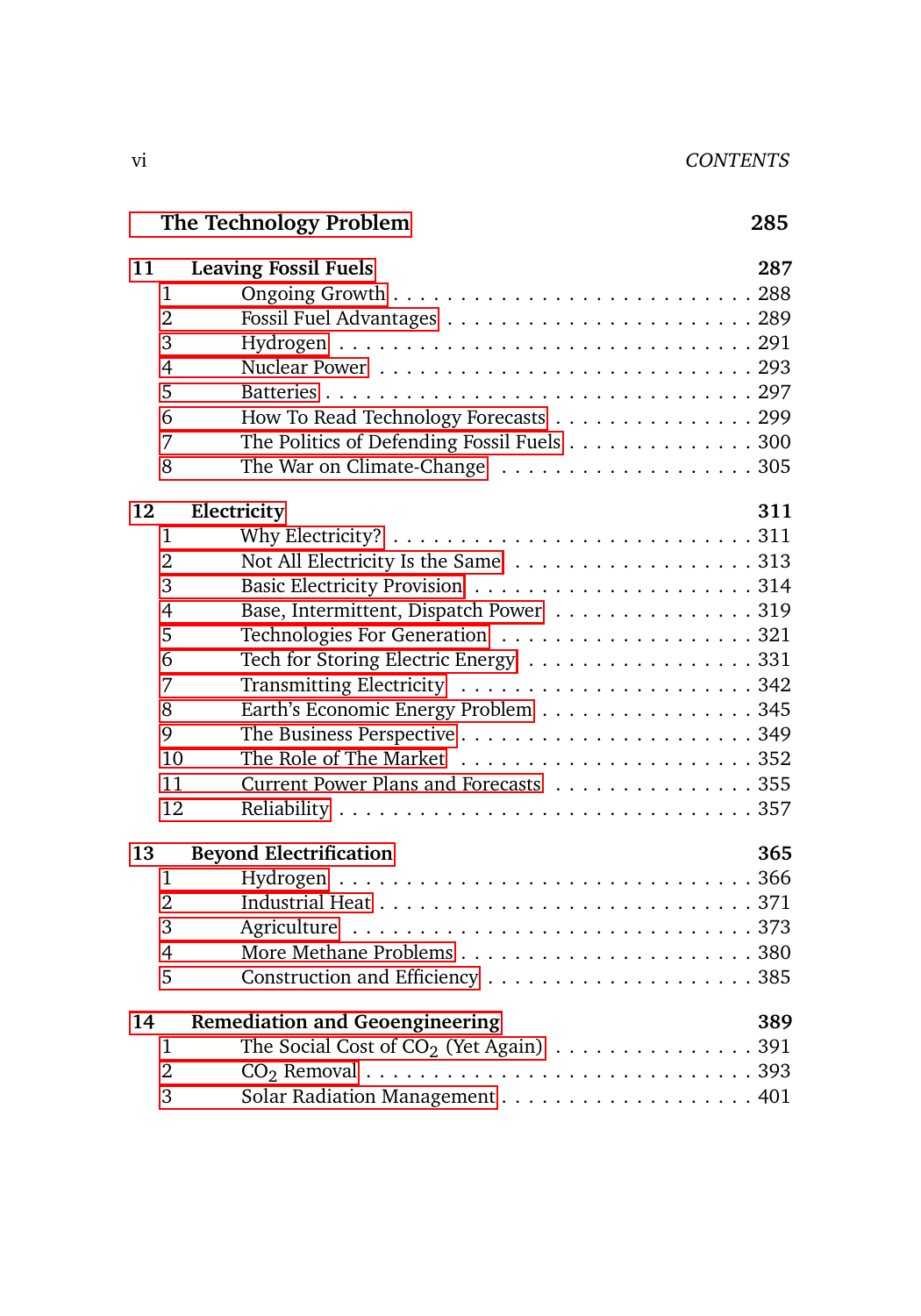**The Technology Problem** **285**

**11 Leaving Fossil Fuels** **287**

- 1 Ongoing Growth . . . 288
- 2 Fossil Fuel Advantages . . . 289
- 3 Hydrogen . . . 291
- 4 Nuclear Power . . . 293
- 5 Batteries . . . 297
- 6 How To Read Technology Forecasts . . . 299
- 7 The Politics of Defending Fossil Fuels . . . 300
- 8 The War on Climate-Change . . . 305

**12 Electricity** **311**

- 1 Why Electricity? . . . 311
- 2 Not All Electricity Is the Same . . . 313
- 3 Basic Electricity Provision . . . 314
- 4 Base, Intermittent, Dispatch Power . . . 319
- 5 Technologies For Generation . . . 321
- 6 Tech for Storing Electric Energy . . . 331
- 7 Transmitting Electricity . . . 342
- 8 Earth's Economic Energy Problem . . . 345
- 9 The Business Perspective . . . 349
- 10 The Role of The Market . . . 352
- 11 Current Power Plans and Forecasts . . . 355
- 12 Reliability . . . 357

**13 Beyond Electrification** **365**

- 1 Hydrogen . . . 366
- 2 Industrial Heat . . . 371
- 3 Agriculture . . . 373
- 4 More Methane Problems . . . 380
- 5 Construction and Efficiency . . . 385

**14 Remediation and Geoengineering** **389**

- 1 The Social Cost of $CO_2$ (Yet Again) . . . 391
- 2 $CO_2$ Removal . . . 393
- 3 Solar Radiation Management . . . 401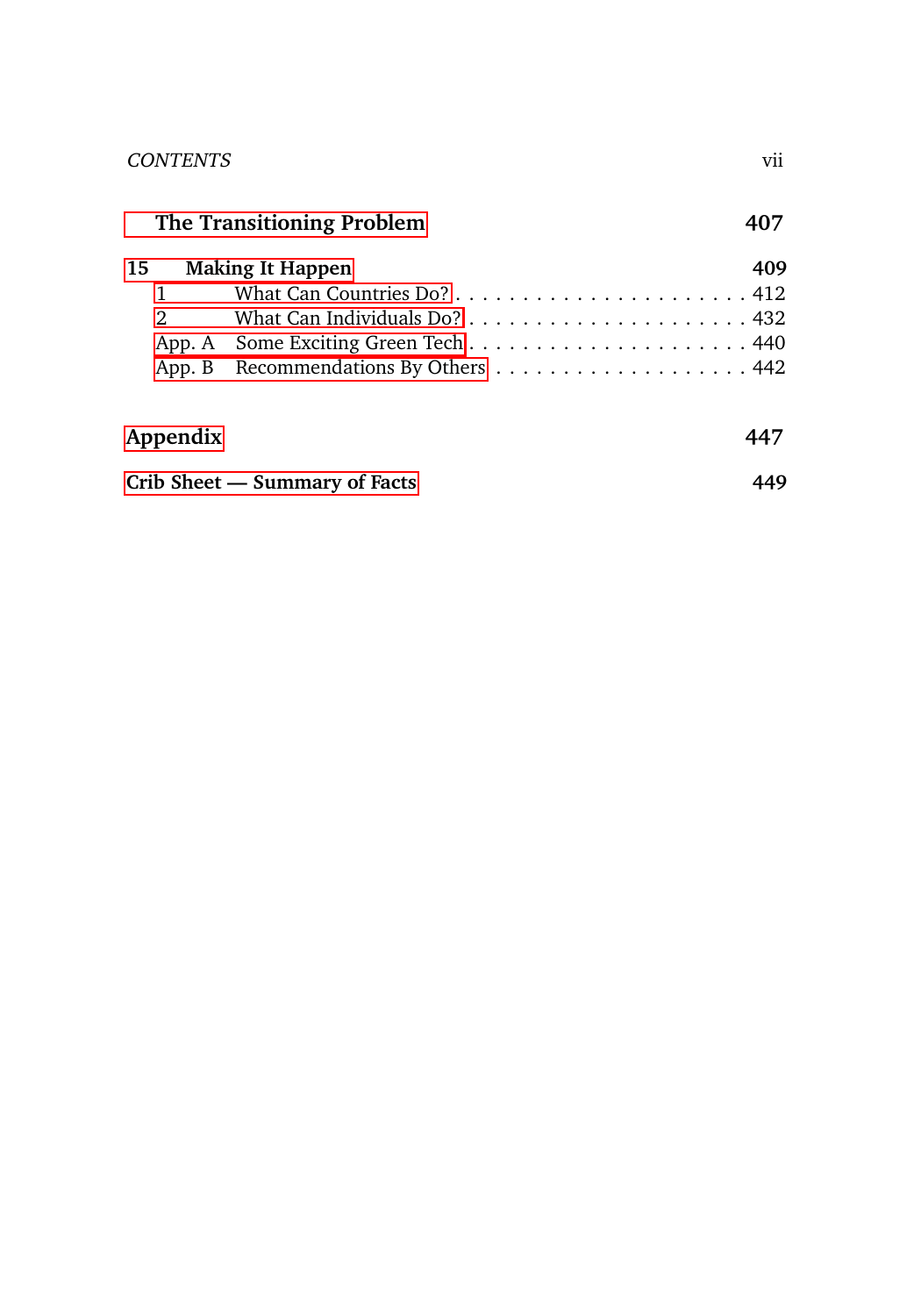**The Transitioning Problem** **407**

**15 Making It Happen** **409**

- 1 What Can Countries Do? . . . . . . . . . . . . . . . . . . . . . . . 412
- 2 What Can Individuals Do? . . . . . . . . . . . . . . . . . . . . . . 432
- App. A Some Exciting Green Tech . . . . . . . . . . . . . . . . . . . . . 440
- App. B Recommendations By Others . . . . . . . . . . . . . . . . . . . 442

**Appendix** **447**

**Crib Sheet — Summary of Facts** **449**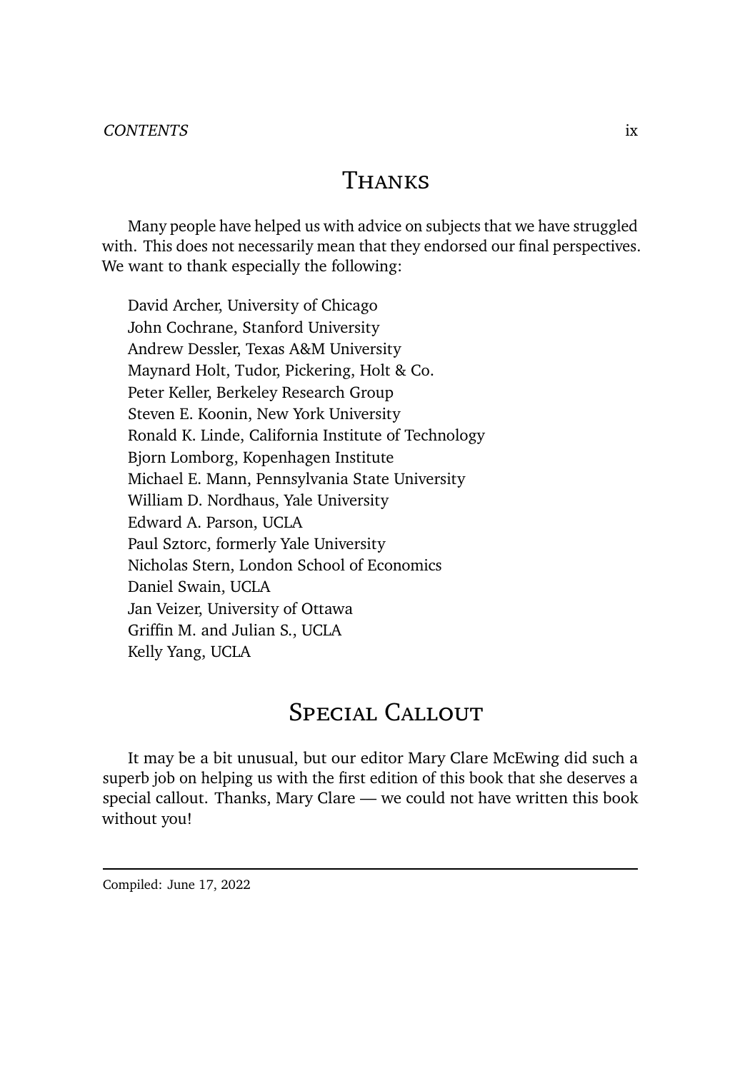## Thanks

Many people have helped us with advice on subjects that we have struggled with. This does not necessarily mean that they endorsed our final perspectives. We want to thank especially the following:

David Archer, University of Chicago
John Cochrane, Stanford University
Andrew Dessler, Texas A&M University
Maynard Holt, Tudor, Pickering, Holt & Co.
Peter Keller, Berkeley Research Group
Steven E. Koonin, New York University
Ronald K. Linde, California Institute of Technology
Bjorn Lomborg, Kopenhagen Institute
Michael E. Mann, Pennsylvania State University
William D. Nordhaus, Yale University
Edward A. Parson, UCLA
Paul Sztorc, formerly Yale University
Nicholas Stern, London School of Economics
Daniel Swain, UCLA
Jan Veizer, University of Ottawa
Griffin M. and Julian S., UCLA
Kelly Yang, UCLA

## Special Callout

It may be a bit unusual, but our editor Mary Clare McEwing did such a superb job on helping us with the first edition of this book that she deserves a special callout. Thanks, Mary Clare — we could not have written this book without you!

---

Compiled: June 17, 2022